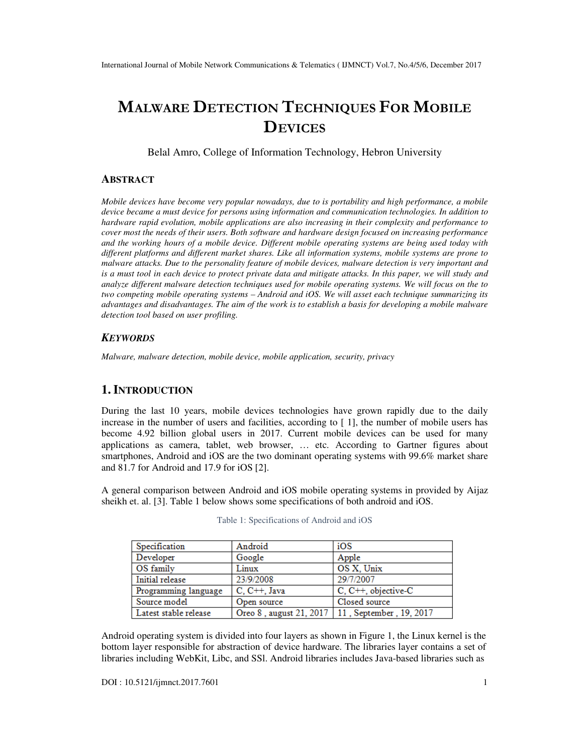# MALWARE DETECTION TECHNIQUES FOR MOBILE DEVICES

Belal Amro, College of Information Technology, Hebron University

## ABSTRACT

*Mobile devices have become very popular nowadays, due to is portability and high performance, a mobile device became a must device for persons using information and communication technologies. In addition to hardware rapid evolution, mobile applications are also increasing in their complexity and performance to cover most the needs of their users. Both software and hardware design focused on increasing performance and the working hours of a mobile device. Different mobile operating systems are being used today with different platforms and different market shares. Like all information systems, mobile systems are prone to malware attacks. Due to the personality feature of mobile devices, malware detection is very important and is a must tool in each device to protect private data and mitigate attacks. In this paper, we will study and analyze different malware detection techniques used for mobile operating systems. We will focus on the to two competing mobile operating systems – Android and iOS. We will asset each technique summarizing its advantages and disadvantages. The aim of the work is to establish a basis for developing a mobile malware detection tool based on user profiling.*

## KEYWORDS

*Malware, malware detection, mobile device, mobile application, security, privacy*

## 1. INTRODUCTION

During the last 10 years, mobile devices technologies have grown rapidly due to the daily increase in the number of users and facilities, according to [ 1], the number of mobile users has become 4.92 billion global users in 2017. Current mobile devices can be used for many applications as camera, tablet, web browser, … etc. According to Gartner figures about smartphones, Android and iOS are the two dominant operating systems with 99.6% market share and 81.7 for Android and 17.9 for iOS [2].

A general comparison between Android and iOS mobile operating systems in provided by Aijaz sheikh et. al. [3]. Table 1 below shows some specifications of both android and iOS.

Table 1: Specifications of Android and iOS

| Specification | Android | iOS |
|---|---|---|
| Developer | Google | Apple |
| OS family | Linux | OS X, Unix |
| Initial release | 23/9/2008 | 29/7/2007 |
| Programming language | C, C++, Java | C, C++, objective-C |
| Source model | Open source | Closed source |
| Latest stable release | Oreo 8 , august 21, 2017 | 11 , September , 19, 2017 |

Android operating system is divided into four layers as shown in Figure 1, the Linux kernel is the bottom layer responsible for abstraction of device hardware. The libraries layer contains a set of libraries including WebKit, Libc, and SSl. Android libraries includes Java-based libraries such as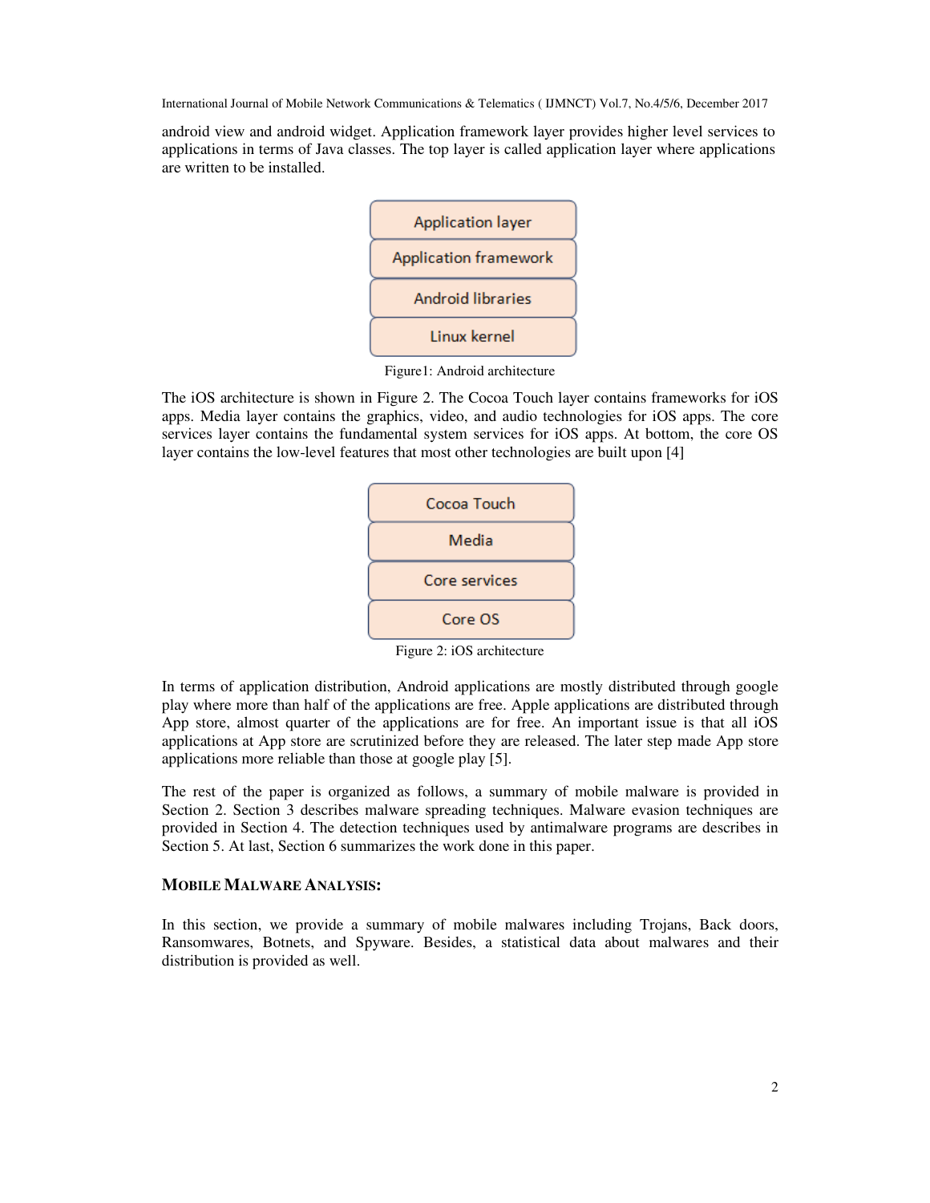android view and android widget. Application framework layer provides higher level services to applications in terms of Java classes. The top layer is called application layer where applications are written to be installed.

| Application layer |
| --- |
| Application framework |
| Android libraries |
| Linux kernel |

Figure1: Android architecture

The iOS architecture is shown in Figure 2. The Cocoa Touch layer contains frameworks for iOS apps. Media layer contains the graphics, video, and audio technologies for iOS apps. The core services layer contains the fundamental system services for iOS apps. At bottom, the core OS layer contains the low-level features that most other technologies are built upon [4]

| Cocoa Touch |
| --- |
| Media |
| Core services |
| Core OS |

Figure 2: iOS architecture

In terms of application distribution, Android applications are mostly distributed through google play where more than half of the applications are free. Apple applications are distributed through App store, almost quarter of the applications are for free. An important issue is that all iOS applications at App store are scrutinized before they are released. The later step made App store applications more reliable than those at google play [5].

The rest of the paper is organized as follows, a summary of mobile malware is provided in Section 2. Section 3 describes malware spreading techniques. Malware evasion techniques are provided in Section 4. The detection techniques used by antimalware programs are describes in Section 5. At last, Section 6 summarizes the work done in this paper.

## MOBILE MALWARE ANALYSIS:

In this section, we provide a summary of mobile malwares including Trojans, Back doors, Ransomwares, Botnets, and Spyware. Besides, a statistical data about malwares and their distribution is provided as well.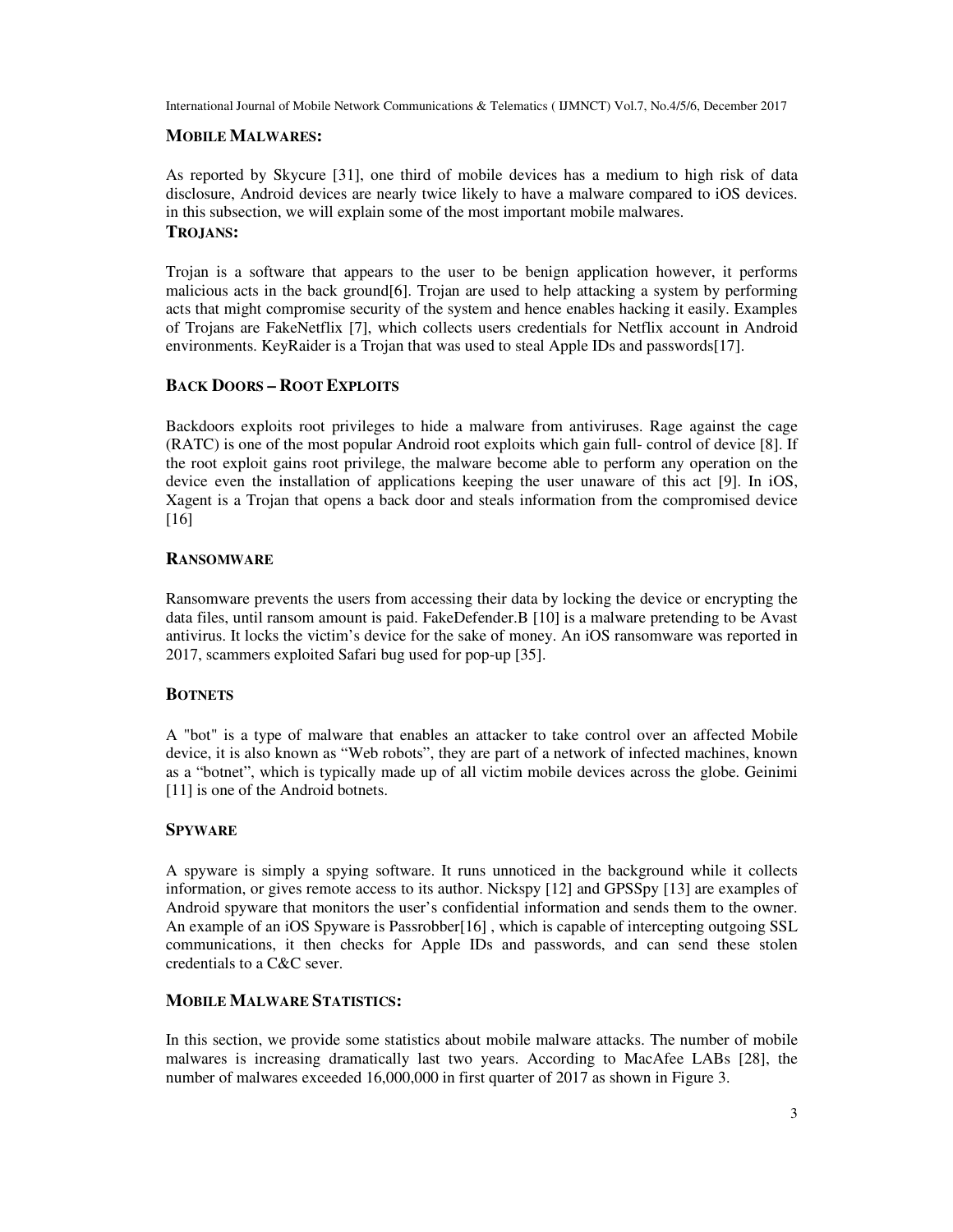## MOBILE MALWARES:

As reported by Skycure [31], one third of mobile devices has a medium to high risk of data disclosure, Android devices are nearly twice likely to have a malware compared to iOS devices. in this subsection, we will explain some of the most important mobile malwares.

### TROJANS:

Trojan is a software that appears to the user to be benign application however, it performs malicious acts in the back ground[6]. Trojan are used to help attacking a system by performing acts that might compromise security of the system and hence enables hacking it easily. Examples of Trojans are FakeNetflix [7], which collects users credentials for Netflix account in Android environments. KeyRaider is a Trojan that was used to steal Apple IDs and passwords[17].

### BACK DOORS – ROOT EXPLOITS

Backdoors exploits root privileges to hide a malware from antiviruses. Rage against the cage (RATC) is one of the most popular Android root exploits which gain full- control of device [8]. If the root exploit gains root privilege, the malware become able to perform any operation on the device even the installation of applications keeping the user unaware of this act [9]. In iOS, Xagent is a Trojan that opens a back door and steals information from the compromised device [16]

### RANSOMWARE

Ransomware prevents the users from accessing their data by locking the device or encrypting the data files, until ransom amount is paid. FakeDefender.B [10] is a malware pretending to be Avast antivirus. It locks the victim's device for the sake of money. An iOS ransomware was reported in 2017, scammers exploited Safari bug used for pop-up [35].

### BOTNETS

A "bot" is a type of malware that enables an attacker to take control over an affected Mobile device, it is also known as "Web robots", they are part of a network of infected machines, known as a "botnet", which is typically made up of all victim mobile devices across the globe. Geinimi [11] is one of the Android botnets.

### SPYWARE

A spyware is simply a spying software. It runs unnoticed in the background while it collects information, or gives remote access to its author. Nickspy [12] and GPSSpy [13] are examples of Android spyware that monitors the user's confidential information and sends them to the owner. An example of an iOS Spyware is Passrobber[16] , which is capable of intercepting outgoing SSL communications, it then checks for Apple IDs and passwords, and can send these stolen credentials to a C&C sever.

## MOBILE MALWARE STATISTICS:

In this section, we provide some statistics about mobile malware attacks. The number of mobile malwares is increasing dramatically last two years. According to MacAfee LABs [28], the number of malwares exceeded 16,000,000 in first quarter of 2017 as shown in Figure 3.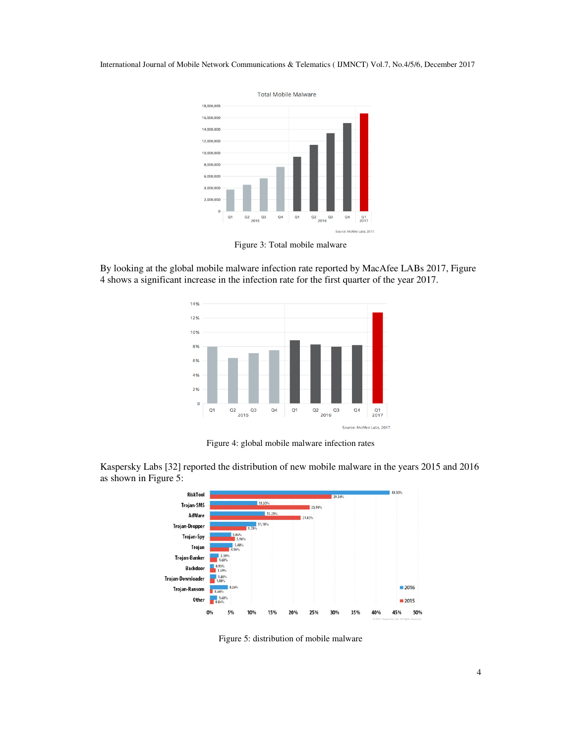Figure 3: Total mobile malware

By looking at the global mobile malware infection rate reported by MacAfee LABs 2017, Figure 4 shows a significant increase in the infection rate for the first quarter of the year 2017.

Figure 4: global mobile malware infection rates

Kaspersky Labs [32] reported the distribution of new mobile malware in the years 2015 and 2016 as shown in Figure 5:

Figure 5: distribution of mobile malware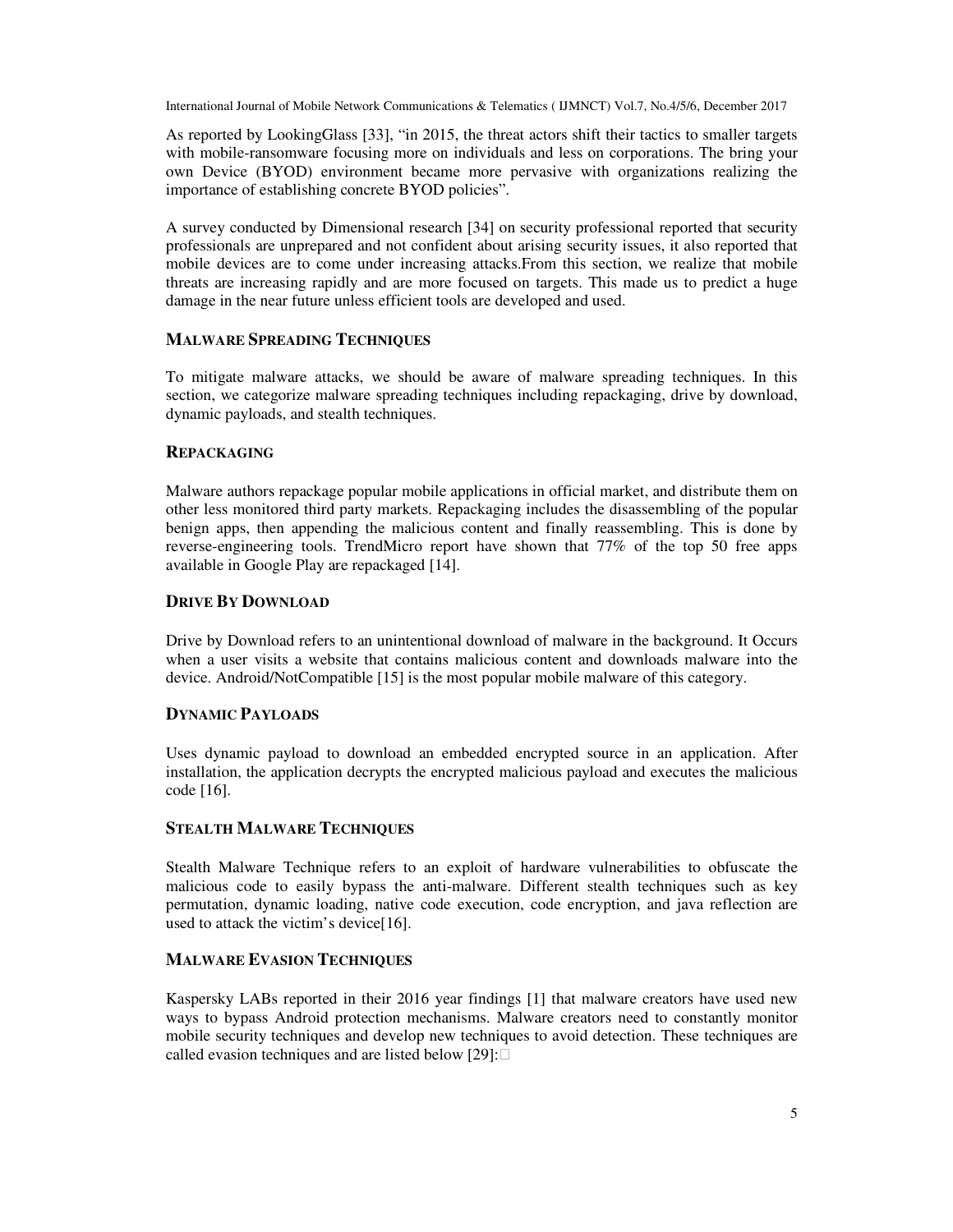As reported by LookingGlass [33], "in 2015, the threat actors shift their tactics to smaller targets with mobile-ransomware focusing more on individuals and less on corporations. The bring your own Device (BYOD) environment became more pervasive with organizations realizing the importance of establishing concrete BYOD policies".

A survey conducted by Dimensional research [34] on security professional reported that security professionals are unprepared and not confident about arising security issues, it also reported that mobile devices are to come under increasing attacks.From this section, we realize that mobile threats are increasing rapidly and are more focused on targets. This made us to predict a huge damage in the near future unless efficient tools are developed and used.

## MALWARE SPREADING TECHNIQUES

To mitigate malware attacks, we should be aware of malware spreading techniques. In this section, we categorize malware spreading techniques including repackaging, drive by download, dynamic payloads, and stealth techniques.

### REPACKAGING

Malware authors repackage popular mobile applications in official market, and distribute them on other less monitored third party markets. Repackaging includes the disassembling of the popular benign apps, then appending the malicious content and finally reassembling. This is done by reverse-engineering tools. TrendMicro report have shown that 77% of the top 50 free apps available in Google Play are repackaged [14].

### DRIVE BY DOWNLOAD

Drive by Download refers to an unintentional download of malware in the background. It Occurs when a user visits a website that contains malicious content and downloads malware into the device. Android/NotCompatible [15] is the most popular mobile malware of this category.

### DYNAMIC PAYLOADS

Uses dynamic payload to download an embedded encrypted source in an application. After installation, the application decrypts the encrypted malicious payload and executes the malicious code [16].

### STEALTH MALWARE TECHNIQUES

Stealth Malware Technique refers to an exploit of hardware vulnerabilities to obfuscate the malicious code to easily bypass the anti-malware. Different stealth techniques such as key permutation, dynamic loading, native code execution, code encryption, and java reflection are used to attack the victim's device[16].

## MALWARE EVASION TECHNIQUES

Kaspersky LABs reported in their 2016 year findings [1] that malware creators have used new ways to bypass Android protection mechanisms. Malware creators need to constantly monitor mobile security techniques and develop new techniques to avoid detection. These techniques are called evasion techniques and are listed below [29]: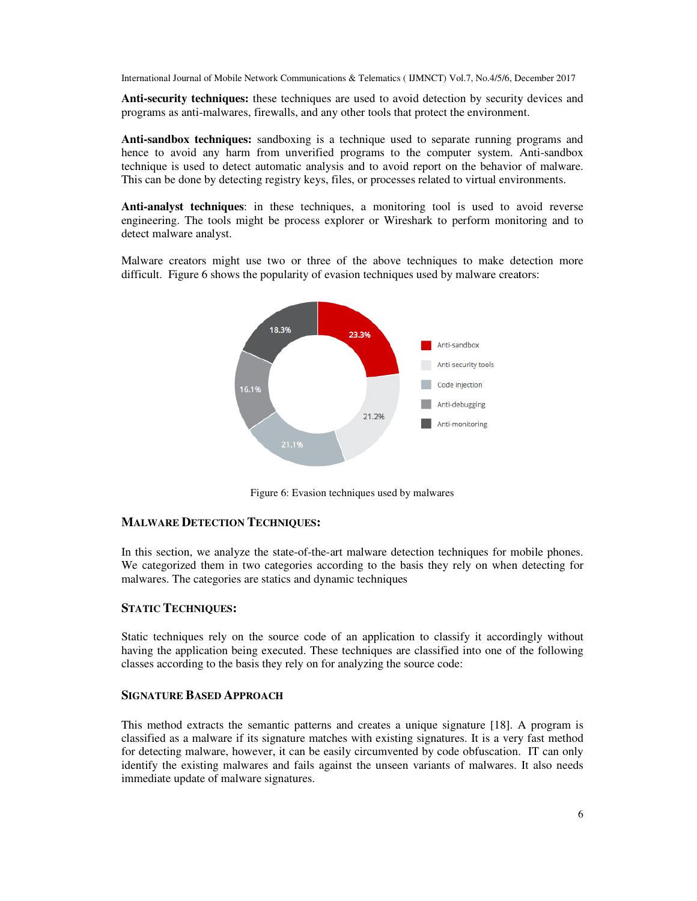**Anti-security techniques:** these techniques are used to avoid detection by security devices and programs as anti-malwares, firewalls, and any other tools that protect the environment.

**Anti-sandbox techniques:** sandboxing is a technique used to separate running programs and hence to avoid any harm from unverified programs to the computer system. Anti-sandbox technique is used to detect automatic analysis and to avoid report on the behavior of malware. This can be done by detecting registry keys, files, or processes related to virtual environments.

**Anti-analyst techniques**: in these techniques, a monitoring tool is used to avoid reverse engineering. The tools might be process explorer or Wireshark to perform monitoring and to detect malware analyst.

Malware creators might use two or three of the above techniques to make detection more difficult. Figure 6 shows the popularity of evasion techniques used by malware creators:

Figure 6: Evasion techniques used by malwares

## MALWARE DETECTION TECHNIQUES:

In this section, we analyze the state-of-the-art malware detection techniques for mobile phones. We categorized them in two categories according to the basis they rely on when detecting for malwares. The categories are statics and dynamic techniques

### STATIC TECHNIQUES:

Static techniques rely on the source code of an application to classify it accordingly without having the application being executed. These techniques are classified into one of the following classes according to the basis they rely on for analyzing the source code:

#### SIGNATURE BASED APPROACH

This method extracts the semantic patterns and creates a unique signature [18]. A program is classified as a malware if its signature matches with existing signatures. It is a very fast method for detecting malware, however, it can be easily circumvented by code obfuscation. IT can only identify the existing malwares and fails against the unseen variants of malwares. It also needs immediate update of malware signatures.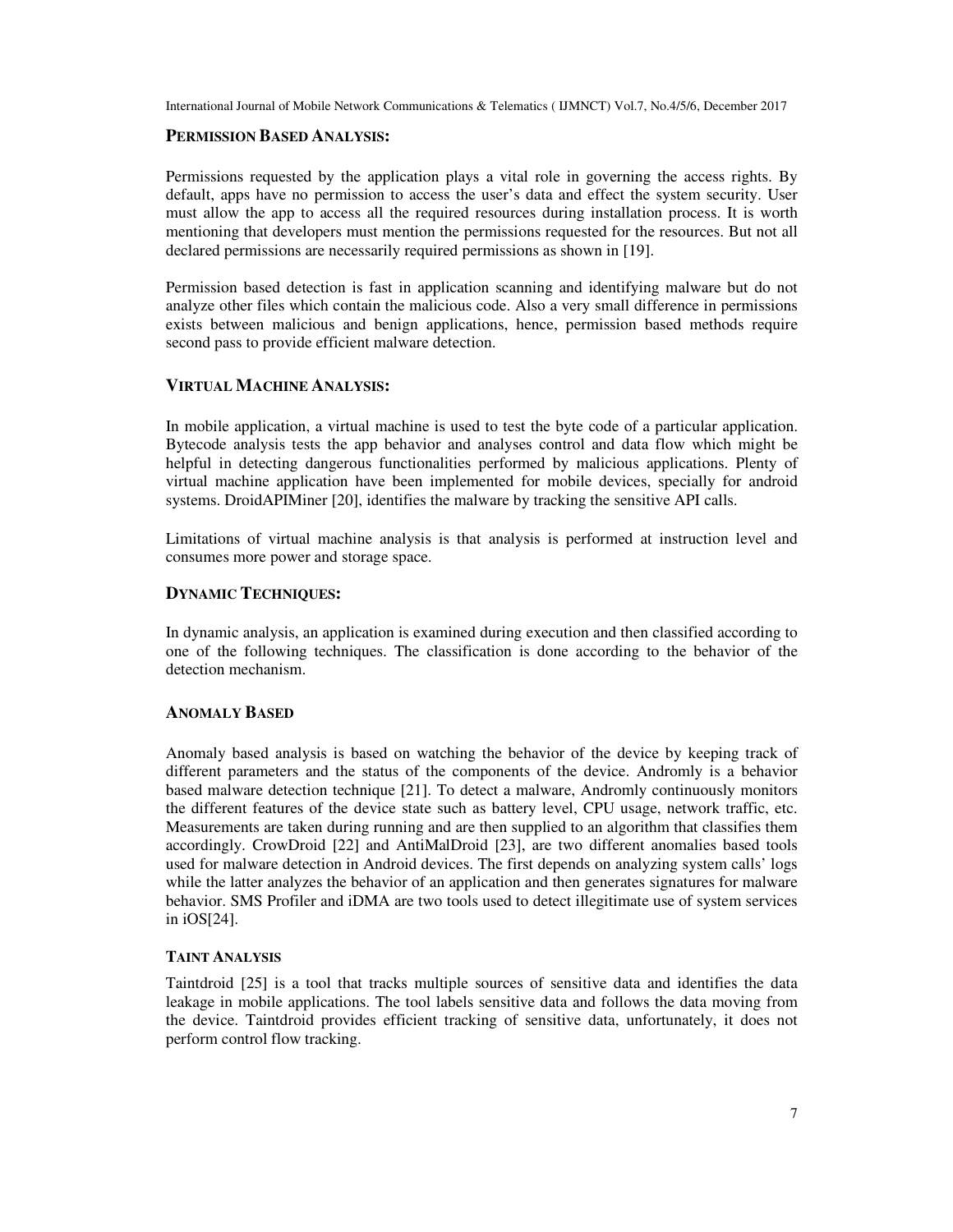### PERMISSION BASED ANALYSIS:

Permissions requested by the application plays a vital role in governing the access rights. By default, apps have no permission to access the user's data and effect the system security. User must allow the app to access all the required resources during installation process. It is worth mentioning that developers must mention the permissions requested for the resources. But not all declared permissions are necessarily required permissions as shown in [19].

Permission based detection is fast in application scanning and identifying malware but do not analyze other files which contain the malicious code. Also a very small difference in permissions exists between malicious and benign applications, hence, permission based methods require second pass to provide efficient malware detection.

### VIRTUAL MACHINE ANALYSIS:

In mobile application, a virtual machine is used to test the byte code of a particular application. Bytecode analysis tests the app behavior and analyses control and data flow which might be helpful in detecting dangerous functionalities performed by malicious applications. Plenty of virtual machine application have been implemented for mobile devices, specially for android systems. DroidAPIMiner [20], identifies the malware by tracking the sensitive API calls.

Limitations of virtual machine analysis is that analysis is performed at instruction level and consumes more power and storage space.

### DYNAMIC TECHNIQUES:

In dynamic analysis, an application is examined during execution and then classified according to one of the following techniques. The classification is done according to the behavior of the detection mechanism.

### ANOMALY BASED

Anomaly based analysis is based on watching the behavior of the device by keeping track of different parameters and the status of the components of the device. Andromly is a behavior based malware detection technique [21]. To detect a malware, Andromly continuously monitors the different features of the device state such as battery level, CPU usage, network traffic, etc. Measurements are taken during running and are then supplied to an algorithm that classifies them accordingly. CrowDroid [22] and AntiMalDroid [23], are two different anomalies based tools used for malware detection in Android devices. The first depends on analyzing system calls' logs while the latter analyzes the behavior of an application and then generates signatures for malware behavior. SMS Profiler and iDMA are two tools used to detect illegitimate use of system services in iOS[24].

#### TAINT ANALYSIS

Taintdroid [25] is a tool that tracks multiple sources of sensitive data and identifies the data leakage in mobile applications. The tool labels sensitive data and follows the data moving from the device. Taintdroid provides efficient tracking of sensitive data, unfortunately, it does not perform control flow tracking.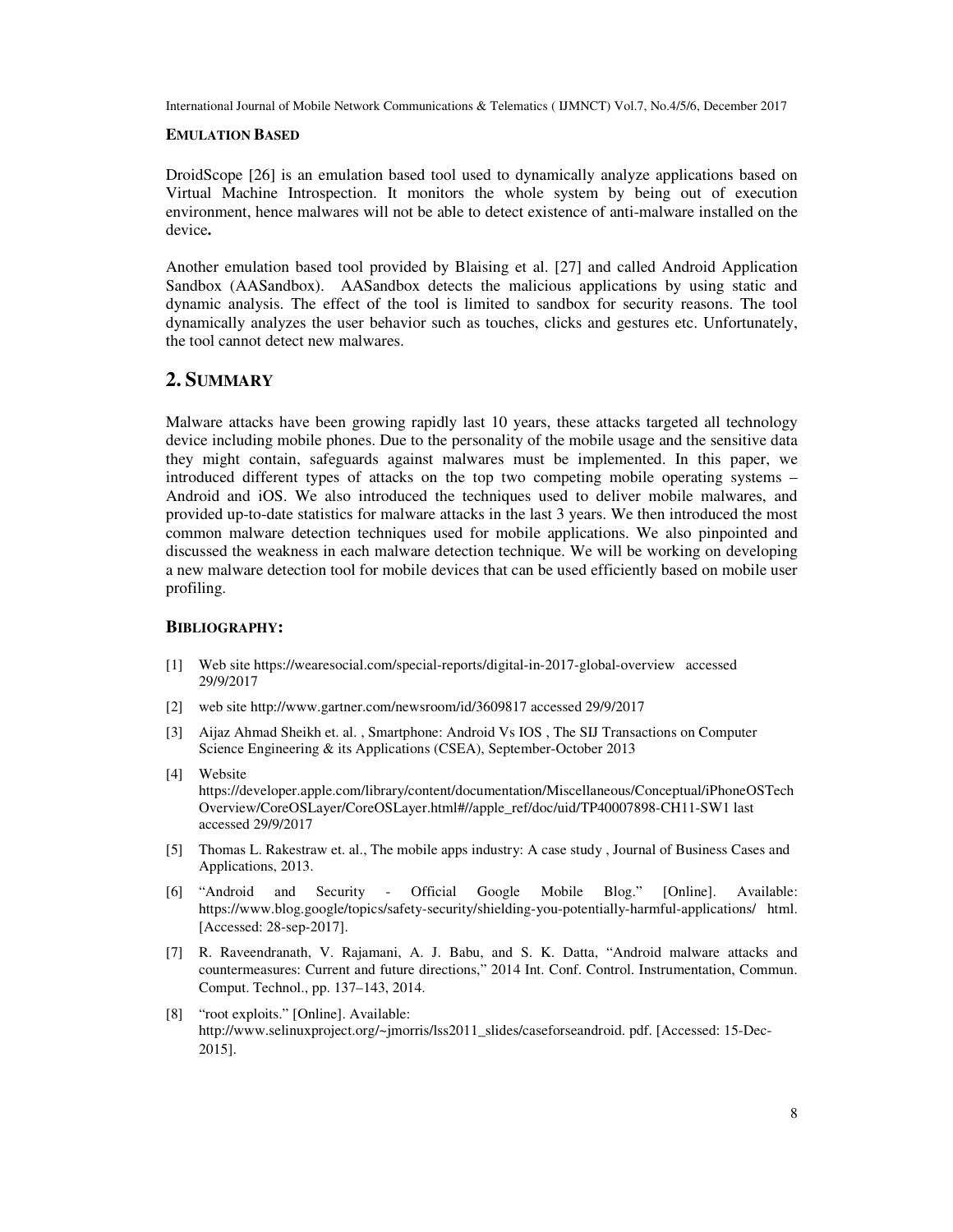**EMULATION BASED**

DroidScope [26] is an emulation based tool used to dynamically analyze applications based on Virtual Machine Introspection. It monitors the whole system by being out of execution environment, hence malwares will not be able to detect existence of anti-malware installed on the device**.**

Another emulation based tool provided by Blaising et al. [27] and called Android Application Sandbox (AASandbox). AASandbox detects the malicious applications by using static and dynamic analysis. The effect of the tool is limited to sandbox for security reasons. The tool dynamically analyzes the user behavior such as touches, clicks and gestures etc. Unfortunately, the tool cannot detect new malwares.

## 2. SUMMARY

Malware attacks have been growing rapidly last 10 years, these attacks targeted all technology device including mobile phones. Due to the personality of the mobile usage and the sensitive data they might contain, safeguards against malwares must be implemented. In this paper, we introduced different types of attacks on the top two competing mobile operating systems – Android and iOS. We also introduced the techniques used to deliver mobile malwares, and provided up-to-date statistics for malware attacks in the last 3 years. We then introduced the most common malware detection techniques used for mobile applications. We also pinpointed and discussed the weakness in each malware detection technique. We will be working on developing a new malware detection tool for mobile devices that can be used efficiently based on mobile user profiling.

### BIBLIOGRAPHY:

[1] Web site https://wearesocial.com/special-reports/digital-in-2017-global-overview accessed 29/9/2017

[2] web site http://www.gartner.com/newsroom/id/3609817 accessed 29/9/2017

[3] Aijaz Ahmad Sheikh et. al. , Smartphone: Android Vs IOS , The SIJ Transactions on Computer Science Engineering & its Applications (CSEA), September-October 2013

[4] Website https://developer.apple.com/library/content/documentation/Miscellaneous/Conceptual/iPhoneOSTechOverview/CoreOSLayer/CoreOSLayer.html#//apple_ref/doc/uid/TP40007898-CH11-SW1 last accessed 29/9/2017

[5] Thomas L. Rakestraw et. al., The mobile apps industry: A case study , Journal of Business Cases and Applications, 2013.

[6] "Android and Security - Official Google Mobile Blog." [Online]. Available: https://www.blog.google/topics/safety-security/shielding-you-potentially-harmful-applications/ html. [Accessed: 28-sep-2017].

[7] R. Raveendranath, V. Rajamani, A. J. Babu, and S. K. Datta, "Android malware attacks and countermeasures: Current and future directions," 2014 Int. Conf. Control. Instrumentation, Commun. Comput. Technol., pp. 137–143, 2014.

[8] "root exploits." [Online]. Available: http://www.selinuxproject.org/~jmorris/lss2011_slides/caseforseandroid. pdf. [Accessed: 15-Dec-2015].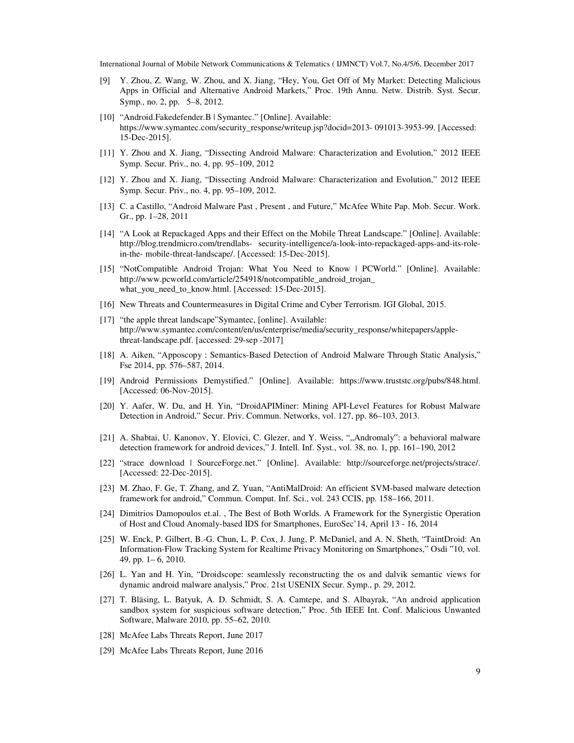[9] Y. Zhou, Z. Wang, W. Zhou, and X. Jiang, "Hey, You, Get Off of My Market: Detecting Malicious Apps in Official and Alternative Android Markets," Proc. 19th Annu. Netw. Distrib. Syst. Secur. Symp., no. 2, pp. 5–8, 2012.

[10] "Android.Fakedefender.B | Symantec." [Online]. Available: https://www.symantec.com/security_response/writeup.jsp?docid=2013- 091013-3953-99. [Accessed: 15-Dec-2015].

[11] Y. Zhou and X. Jiang, "Dissecting Android Malware: Characterization and Evolution," 2012 IEEE Symp. Secur. Priv., no. 4, pp. 95–109, 2012

[12] Y. Zhou and X. Jiang, "Dissecting Android Malware: Characterization and Evolution," 2012 IEEE Symp. Secur. Priv., no. 4, pp. 95–109, 2012.

[13] C. a Castillo, "Android Malware Past , Present , and Future," McAfee White Pap. Mob. Secur. Work. Gr., pp. 1–28, 2011

[14] "A Look at Repackaged Apps and their Effect on the Mobile Threat Landscape." [Online]. Available: http://blog.trendmicro.com/trendlabs- security-intelligence/a-look-into-repackaged-apps-and-its-role-in-the- mobile-threat-landscape/. [Accessed: 15-Dec-2015].

[15] "NotCompatible Android Trojan: What You Need to Know | PCWorld." [Online]. Available: http://www.pcworld.com/article/254918/notcompatible_android_trojan_ what_you_need_to_know.html. [Accessed: 15-Dec-2015].

[16] New Threats and Countermeasures in Digital Crime and Cyber Terrorism. IGI Global, 2015.

[17] "the apple threat landscape"Symantec, [online]. Available: http://www.symantec.com/content/en/us/enterprise/media/security_response/whitepapers/apple-threat-landscape.pdf. [accessed: 29-sep -2017]

[18] A. Aiken, "Apposcopy : Semantics-Based Detection of Android Malware Through Static Analysis," Fse 2014, pp. 576–587, 2014.

[19] Android Permissions Demystified." [Online]. Available: https://www.truststc.org/pubs/848.html. [Accessed: 06-Nov-2015].

[20] Y. Aafer, W. Du, and H. Yin, "DroidAPIMiner: Mining API-Level Features for Robust Malware Detection in Android," Secur. Priv. Commun. Networks, vol. 127, pp. 86–103, 2013.

[21] A. Shabtai, U. Kanonov, Y. Elovici, C. Glezer, and Y. Weiss, "„Andromaly‟: a behavioral malware detection framework for android devices," J. Intell. Inf. Syst., vol. 38, no. 1, pp. 161–190, 2012

[22] "strace download | SourceForge.net." [Online]. Available: http://sourceforge.net/projects/strace/. [Accessed: 22-Dec-2015].

[23] M. Zhao, F. Ge, T. Zhang, and Z. Yuan, "AntiMalDroid: An efficient SVM-based malware detection framework for android," Commun. Comput. Inf. Sci., vol. 243 CCIS, pp. 158–166, 2011.

[24] Dimitrios Damopoulos et.al. , The Best of Both Worlds. A Framework for the Synergistic Operation of Host and Cloud Anomaly-based IDS for Smartphones, EuroSec'14, April 13 - 16, 2014

[25] W. Enck, P. Gilbert, B.-G. Chun, L. P. Cox, J. Jung, P. McDaniel, and A. N. Sheth, "TaintDroid: An Information-Flow Tracking System for Realtime Privacy Monitoring on Smartphones," Osdi ‟10, vol. 49, pp. 1– 6, 2010.

[26] L. Yan and H. Yin, "Droidscope: seamlessly reconstructing the os and dalvik semantic views for dynamic android malware analysis," Proc. 21st USENIX Secur. Symp., p. 29, 2012.

[27] T. Bläsing, L. Batyuk, A. D. Schmidt, S. A. Camtepe, and S. Albayrak, "An android application sandbox system for suspicious software detection," Proc. 5th IEEE Int. Conf. Malicious Unwanted Software, Malware 2010, pp. 55–62, 2010.

[28] McAfee Labs Threats Report, June 2017

[29] McAfee Labs Threats Report, June 2016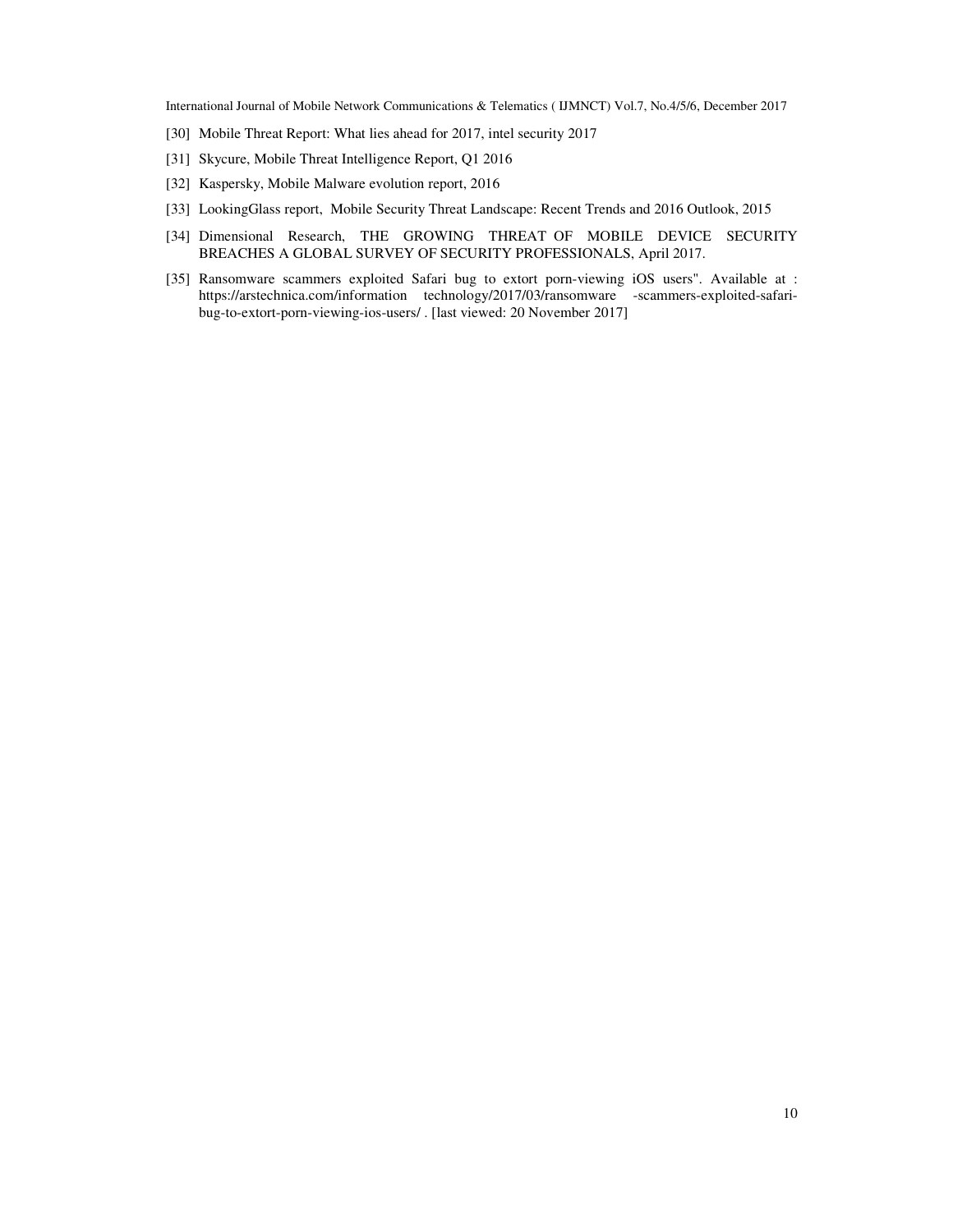[30] Mobile Threat Report: What lies ahead for 2017, intel security 2017

[31] Skycure, Mobile Threat Intelligence Report, Q1 2016

[32] Kaspersky, Mobile Malware evolution report, 2016

[33] LookingGlass report, Mobile Security Threat Landscape: Recent Trends and 2016 Outlook, 2015

[34] Dimensional Research, THE GROWING THREAT OF MOBILE DEVICE SECURITY BREACHES A GLOBAL SURVEY OF SECURITY PROFESSIONALS, April 2017.

[35] Ransomware scammers exploited Safari bug to extort porn-viewing iOS users". Available at : https://arstechnica.com/information technology/2017/03/ransomware -scammers-exploited-safari-bug-to-extort-porn-viewing-ios-users/ . [last viewed: 20 November 2017]